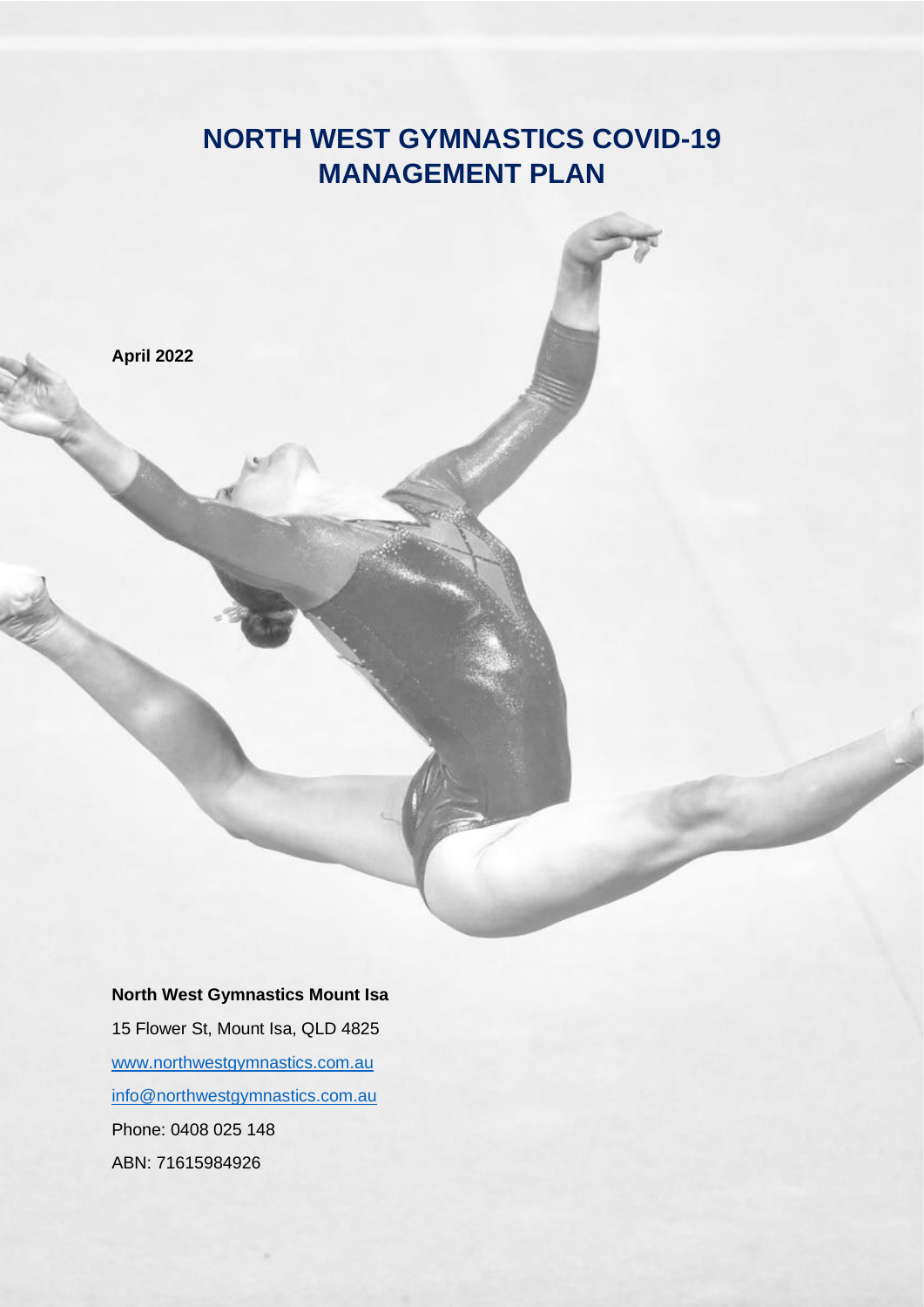# NORTH WEST GYMNASTICS COVID-19 MANAGEMENT PLAN

**April 2022**

**North West Gymnastics Mount Isa**

15 Flower St, Mount Isa, QLD 4825

www.northwestgymnastics.com.au

info@northwestgymnastics.com.au

Phone: 0408 025 148

ABN: 71615984926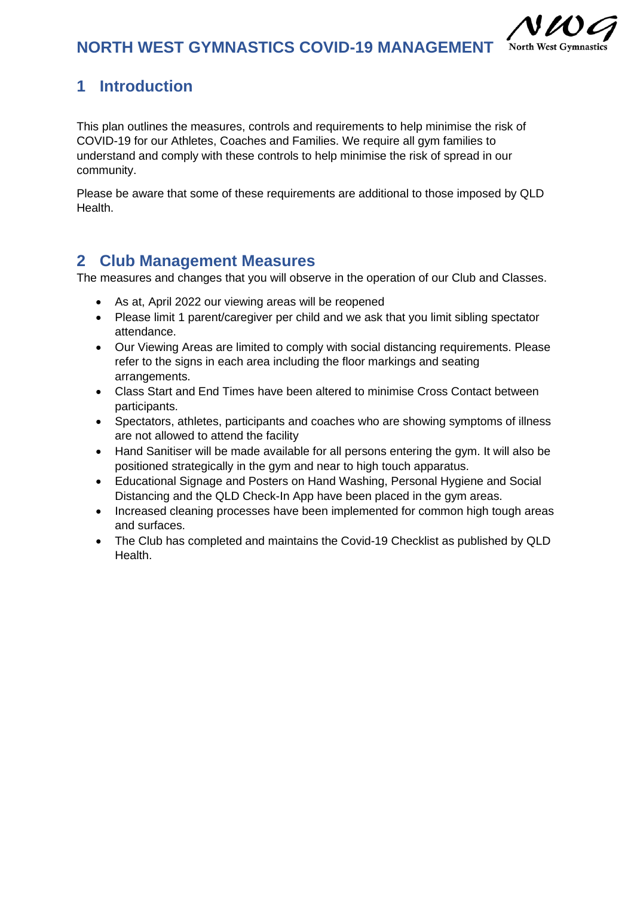# NORTH WEST GYMNASTICS COVID-19 MANAGEMENT

## 1 Introduction

This plan outlines the measures, controls and requirements to help minimise the risk of COVID-19 for our Athletes, Coaches and Families. We require all gym families to understand and comply with these controls to help minimise the risk of spread in our community.

Please be aware that some of these requirements are additional to those imposed by QLD Health.

## 2 Club Management Measures

The measures and changes that you will observe in the operation of our Club and Classes.

- As at, April 2022 our viewing areas will be reopened
- Please limit 1 parent/caregiver per child and we ask that you limit sibling spectator attendance.
- Our Viewing Areas are limited to comply with social distancing requirements. Please refer to the signs in each area including the floor markings and seating arrangements.
- Class Start and End Times have been altered to minimise Cross Contact between participants.
- Spectators, athletes, participants and coaches who are showing symptoms of illness are not allowed to attend the facility
- Hand Sanitiser will be made available for all persons entering the gym. It will also be positioned strategically in the gym and near to high touch apparatus.
- Educational Signage and Posters on Hand Washing, Personal Hygiene and Social Distancing and the QLD Check-In App have been placed in the gym areas.
- Increased cleaning processes have been implemented for common high tough areas and surfaces.
- The Club has completed and maintains the Covid-19 Checklist as published by QLD Health.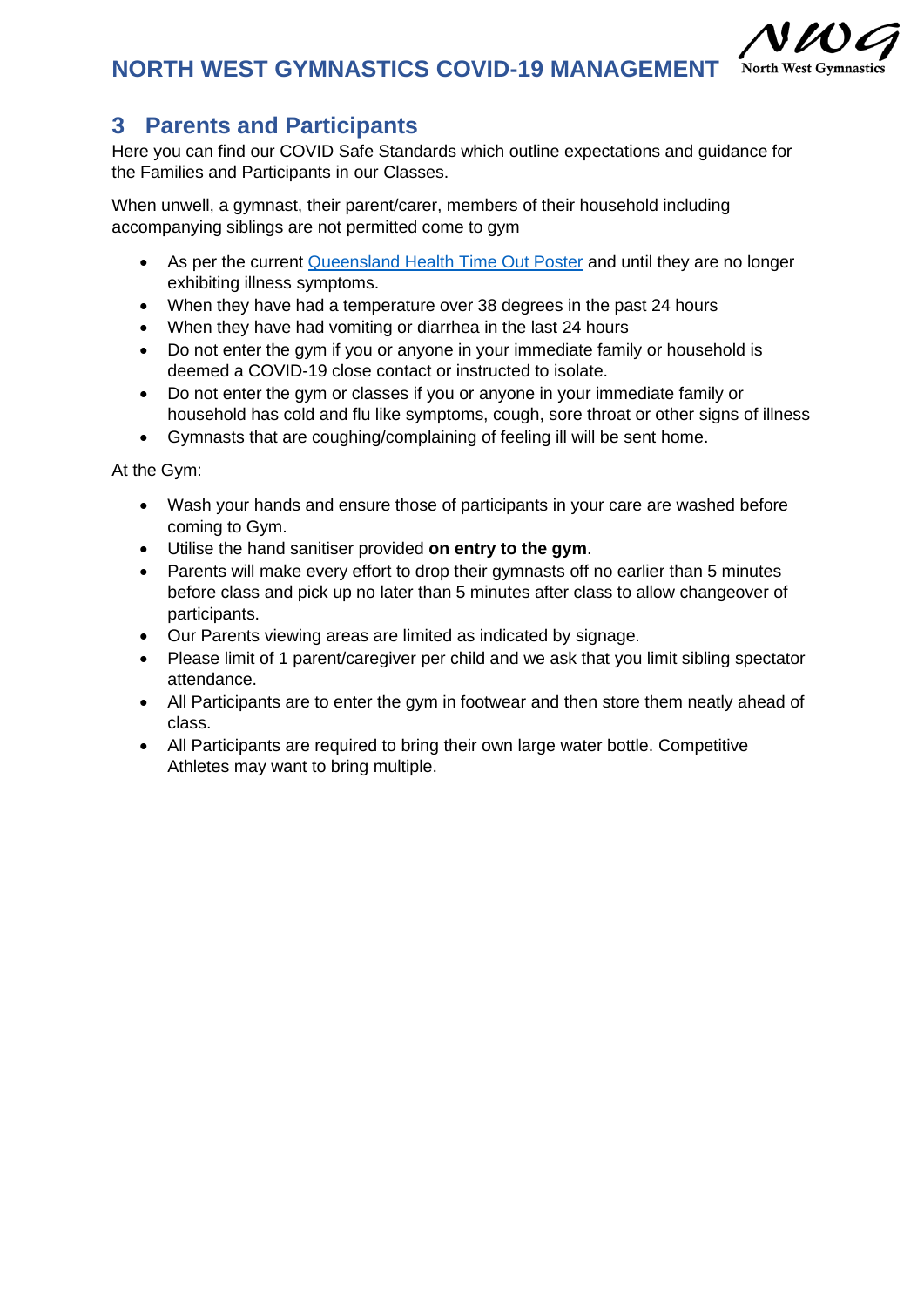## 3 Parents and Participants

Here you can find our COVID Safe Standards which outline expectations and guidance for the Families and Participants in our Classes.

When unwell, a gymnast, their parent/carer, members of their household including accompanying siblings are not permitted come to gym

- As per the current [Queensland Health Time Out Poster]() and until they are no longer exhibiting illness symptoms.
- When they have had a temperature over 38 degrees in the past 24 hours
- When they have had vomiting or diarrhea in the last 24 hours
- Do not enter the gym if you or anyone in your immediate family or household is deemed a COVID-19 close contact or instructed to isolate.
- Do not enter the gym or classes if you or anyone in your immediate family or household has cold and flu like symptoms, cough, sore throat or other signs of illness
- Gymnasts that are coughing/complaining of feeling ill will be sent home.

At the Gym:

- Wash your hands and ensure those of participants in your care are washed before coming to Gym.
- Utilise the hand sanitiser provided **on entry to the gym**.
- Parents will make every effort to drop their gymnasts off no earlier than 5 minutes before class and pick up no later than 5 minutes after class to allow changeover of participants.
- Our Parents viewing areas are limited as indicated by signage.
- Please limit of 1 parent/caregiver per child and we ask that you limit sibling spectator attendance.
- All Participants are to enter the gym in footwear and then store them neatly ahead of class.
- All Participants are required to bring their own large water bottle. Competitive Athletes may want to bring multiple.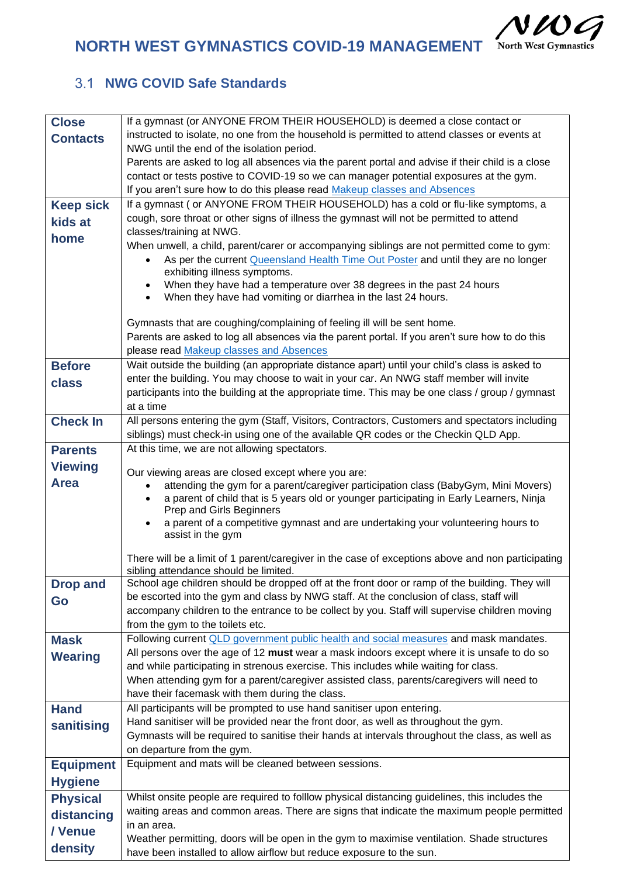# NORTH WEST GYMNASTICS COVID-19 MANAGEMENT

## 3.1 NWG COVID Safe Standards

| | |
|---|---|
| **Close Contacts** | If a gymnast (or ANYONE FROM THEIR HOUSEHOLD) is deemed a close contact or instructed to isolate, no one from the household is permitted to attend classes or events at NWG until the end of the isolation period.<br>Parents are asked to log all absences via the parent portal and advise if their child is a close contact or tests postive to COVID-19 so we can manager potential exposures at the gym.<br>If you aren't sure how to do this please read [Makeup classes and Absences] |
| **Keep sick kids at home** | If a gymnast ( or ANYONE FROM THEIR HOUSEHOLD) has a cold or flu-like symptoms, a cough, sore throat or other signs of illness the gymnast will not be permitted to attend classes/training at NWG.<br>When unwell, a child, parent/carer or accompanying siblings are not permitted come to gym:<br>• As per the current [Queensland Health Time Out Poster] and until they are no longer exhibiting illness symptoms.<br>• When they have had a temperature over 38 degrees in the past 24 hours<br>• When they have had vomiting or diarrhea in the last 24 hours.<br><br>Gymnasts that are coughing/complaining of feeling ill will be sent home.<br>Parents are asked to log all absences via the parent portal. If you aren't sure how to do this please read [Makeup classes and Absences] |
| **Before class** | Wait outside the building (an appropriate distance apart) until your child's class is asked to enter the building. You may choose to wait in your car. An NWG staff member will invite participants into the building at the appropriate time. This may be one class / group / gymnast at a time |
| **Check In** | All persons entering the gym (Staff, Visitors, Contractors, Customers and spectators including siblings) must check-in using one of the available QR codes or the Checkin QLD App. |
| **Parents Viewing Area** | At this time, we are not allowing spectators.<br><br>Our viewing areas are closed except where you are:<br>• attending the gym for a parent/caregiver participation class (BabyGym, Mini Movers)<br>• a parent of child that is 5 years old or younger participating in Early Learners, Ninja Prep and Girls Beginners<br>• a parent of a competitive gymnast and are undertaking your volunteering hours to assist in the gym<br><br>There will be a limit of 1 parent/caregiver in the case of exceptions above and non participating sibling attendance should be limited. |
| **Drop and Go** | School age children should be dropped off at the front door or ramp of the building. They will be escorted into the gym and class by NWG staff. At the conclusion of class, staff will accompany children to the entrance to be collect by you. Staff will supervise children moving from the gym to the toilets etc. |
| **Mask Wearing** | Following current [QLD government public health and social measures] and mask mandates.<br>All persons over the age of 12 **must** wear a mask indoors except where it is unsafe to do so and while participating in strenous exercise. This includes while waiting for class.<br>When attending gym for a parent/caregiver assisted class, parents/caregivers will need to have their facemask with them during the class. |
| **Hand sanitising** | All participants will be prompted to use hand sanitiser upon entering.<br>Hand sanitiser will be provided near the front door, as well as throughout the gym.<br>Gymnasts will be required to sanitise their hands at intervals throughout the class, as well as on departure from the gym. |
| **Equipment Hygiene** | Equipment and mats will be cleaned between sessions. |
| **Physical distancing / Venue density** | Whilst onsite people are required to folllow physical distancing guidelines, this includes the waiting areas and common areas. There are signs that indicate the maximum people permitted in an area.<br>Weather permitting, doors will be open in the gym to maximise ventilation. Shade structures have been installed to allow airflow but reduce exposure to the sun. |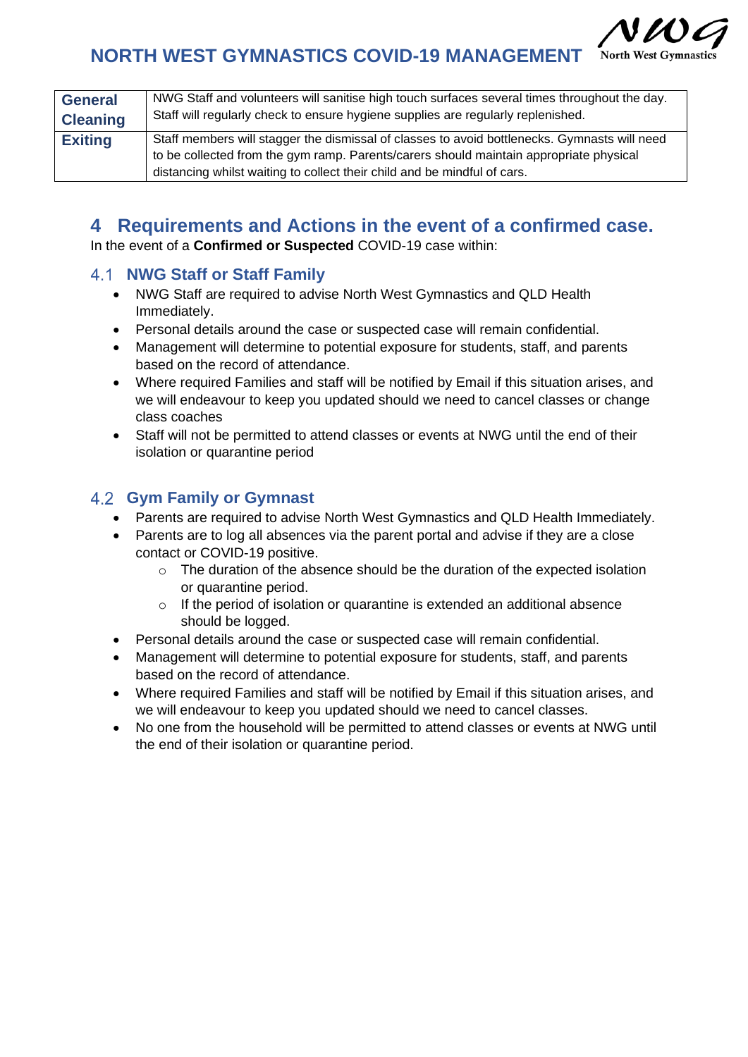| | |
|---|---|
| **General Cleaning** | NWG Staff and volunteers will sanitise high touch surfaces several times throughout the day. Staff will regularly check to ensure hygiene supplies are regularly replenished. |
| **Exiting** | Staff members will stagger the dismissal of classes to avoid bottlenecks. Gymnasts will need to be collected from the gym ramp. Parents/carers should maintain appropriate physical distancing whilst waiting to collect their child and be mindful of cars. |

# 4 Requirements and Actions in the event of a confirmed case.

In the event of a **Confirmed or Suspected** COVID-19 case within:

## 4.1 NWG Staff or Staff Family

- NWG Staff are required to advise North West Gymnastics and QLD Health Immediately.
- Personal details around the case or suspected case will remain confidential.
- Management will determine to potential exposure for students, staff, and parents based on the record of attendance.
- Where required Families and staff will be notified by Email if this situation arises, and we will endeavour to keep you updated should we need to cancel classes or change class coaches
- Staff will not be permitted to attend classes or events at NWG until the end of their isolation or quarantine period

## 4.2 Gym Family or Gymnast

- Parents are required to advise North West Gymnastics and QLD Health Immediately.
- Parents are to log all absences via the parent portal and advise if they are a close contact or COVID-19 positive.
  - The duration of the absence should be the duration of the expected isolation or quarantine period.
  - If the period of isolation or quarantine is extended an additional absence should be logged.
- Personal details around the case or suspected case will remain confidential.
- Management will determine to potential exposure for students, staff, and parents based on the record of attendance.
- Where required Families and staff will be notified by Email if this situation arises, and we will endeavour to keep you updated should we need to cancel classes.
- No one from the household will be permitted to attend classes or events at NWG until the end of their isolation or quarantine period.